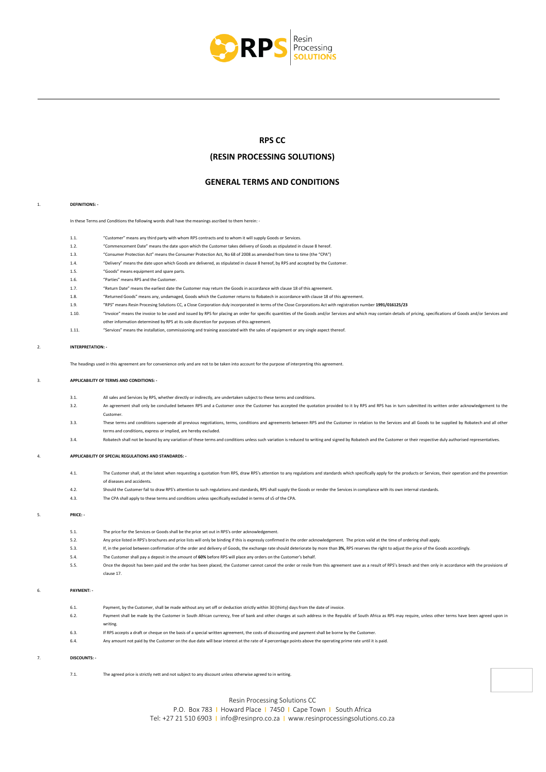# RPS CC

## (RESIN PROCESSING SOLUTIONS)

## GENERAL TERMS AND CONDITIONS

1. **DEFINITIONS: -**

In these Terms and Conditions the following words shall have the meanings ascribed to them herein: -

1.1. "Customer" means any third party with whom RPS contracts and to whom it will supply Goods or Services.

1.2. "Commencement Date" means the date upon which the Customer takes delivery of Goods as stipulated in clause 8 hereof.

1.3. "Consumer Protection Act" means the Consumer Protection Act, No 68 of 2008 as amended from time to time (the "CPA")

1.4. "Delivery" means the date upon which Goods are delivered, as stipulated in clause 8 hereof, by RPS and accepted by the Customer.

1.5. "Goods" means equipment and spare parts.

1.6. "Parties" means RPS and the Customer.

1.7. "Return Date" means the earliest date the Customer may return the Goods in accordance with clause 18 of this agreement.

1.8. "Returned Goods" means any, undamaged, Goods which the Customer returns to Robatech in accordance with clause 18 of this agreement.

1.9. "RPS" means Resin Procesing Solutions CC, a Close Corporation duly incorporated in terms of the Close Corporations Act with registration number **1991/016125/23**

1.10. "Invoice" means the invoice to be used and issued by RPS for placing an order for specific quantities of the Goods and/or Services and which may contain details of pricing, specifications of Goods and/or Services and other information determined by RPS at its sole discretion for purposes of this agreement.

1.11. "Services" means the installation, commissioning and training associated with the sales of equipment or any single aspect thereof.

2. **INTERPRETATION: -**

The headings used in this agreement are for convenience only and are not to be taken into account for the purpose of interpreting this agreement.

3. **APPLICABILITY OF TERMS AND CONDITIONS: -**

3.1. All sales and Services by RPS, whether directly or indirectly, are undertaken subject to these terms and conditions.

3.2. An agreement shall only be concluded between RPS and a Customer once the Customer has accepted the quotation provided to it by RPS and RPS has in turn submitted its written order acknowledgement to the Customer.

3.3. These terms and conditions supersede all previous negotiations, terms, conditions and agreements between RPS and the Customer in relation to the Services and all Goods to be supplied by Robatech and all other terms and conditions, express or implied, are hereby excluded.

3.4. Robatech shall not be bound by any variation of these terms and conditions unless such variation is reduced to writing and signed by Robatech and the Customer or their respective duly authorised representatives.

4. **APPLICABILITY OF SPECIAL REGULATIONS AND STANDARDS: -**

4.1. The Customer shall, at the latest when requesting a quotation from RPS, draw RPS's attention to any regulations and standards which specifically apply for the products or Services, their operation and the prevention of diseases and accidents.

4.2. Should the Customer fail to draw RPS's attention to such regulations and standards, RPS shall supply the Goods or render the Services in compliance with its own internal standards.

4.3. The CPA shall apply to these terms and conditions unless specifically excluded in terms of s5 of the CPA.

5. **PRICE: -**

5.1. The price for the Services or Goods shall be the price set out in RPS's order acknowledgement.

5.2. Any price listed in RPS's brochures and price lists will only be binding if this is expressly confirmed in the order acknowledgement. The prices valid at the time of ordering shall apply.

5.3. If, in the period between confirmation of the order and delivery of Goods, the exchange rate should deteriorate by more than **3%,** RPS reserves the right to adjust the price of the Goods accordingly.

5.4. The Customer shall pay a deposit in the amount of **60%** before RPS will place any orders on the Customer's behalf.

5.5. Once the deposit has been paid and the order has been placed, the Customer cannot cancel the order or resile from this agreement save as a result of RPS's breach and then only in accordance with the provisions of clause 17.

6. **PAYMENT: -**

6.1. Payment, by the Customer, shall be made without any set off or deduction strictly within 30 (thirty) days from the date of invoice.

6.2. Payment shall be made by the Customer in South African currency, free of bank and other charges at such address in the Republic of South Africa as RPS may require, unless other terms have been agreed upon in writing.

6.3. If RPS accepts a draft or cheque on the basis of a special written agreement, the costs of discounting and payment shall be borne by the Customer.

6.4. Any amount not paid by the Customer on the due date will bear interest at the rate of 4 percentage points above the operating prime rate until it is paid.

7. **DISCOUNTS: -**

7.1. The agreed price is strictly nett and not subject to any discount unless otherwise agreed to in writing.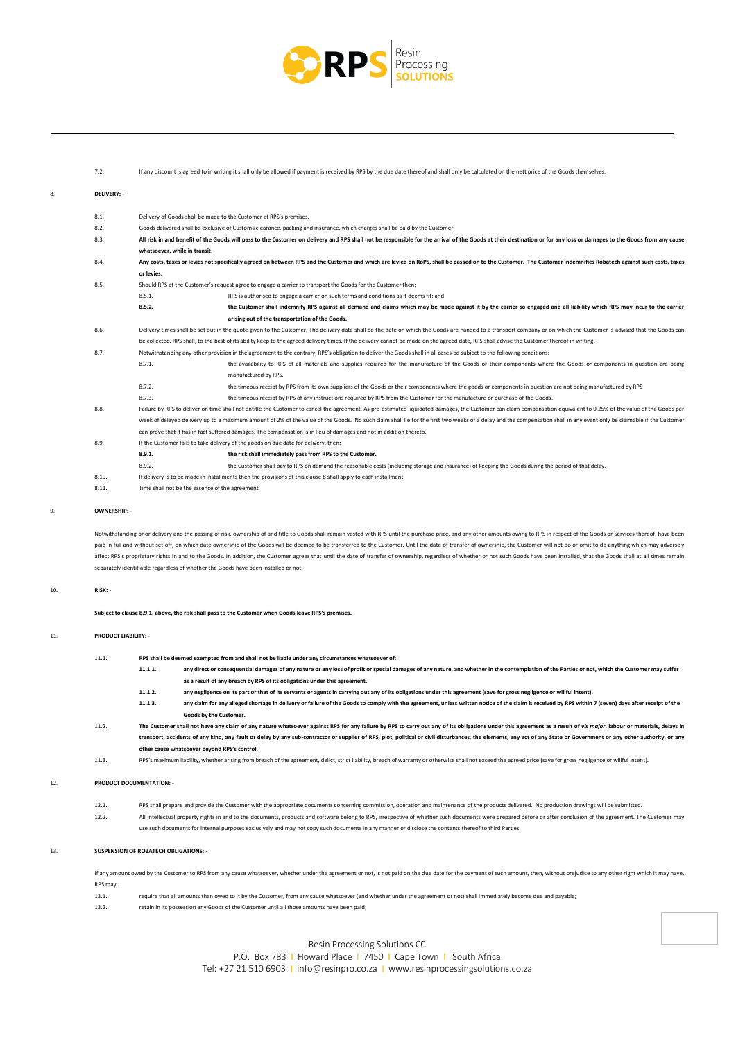7.2. If any discount is agreed to in writing it shall only be allowed if payment is received by RPS by the due date thereof and shall only be calculated on the nett price of the Goods themselves.

## 8. DELIVERY: -

8.1. Delivery of Goods shall be made to the Customer at RPS's premises.

8.2. Goods delivered shall be exclusive of Customs clearance, packing and insurance, which charges shall be paid by the Customer.

8.3. **All risk in and benefit of the Goods will pass to the Customer on delivery and RPS shall not be responsible for the arrival of the Goods at their destination or for any loss or damages to the Goods from any cause whatsoever, while in transit.**

8.4. **Any costs, taxes or levies not specifically agreed on between RPS and the Customer and which are levied on RoPS, shall be passed on to the Customer. The Customer indemnifies Robatech against such costs, taxes or levies.**

8.5. Should RPS at the Customer's request agree to engage a carrier to transport the Goods for the Customer then:

8.5.1. RPS is authorised to engage a carrier on such terms and conditions as it deems fit; and

**8.5.2. the Customer shall indemnify RPS against all demand and claims which may be made against it by the carrier so engaged and all liability which RPS may incur to the carrier arising out of the transportation of the Goods.**

8.6. Delivery times shall be set out in the quote given to the Customer. The delivery date shall be the date on which the Goods are handed to a transport company or on which the Customer is advised that the Goods can be collected. RPS shall, to the best of its ability keep to the agreed delivery times. If the delivery cannot be made on the agreed date, RPS shall advise the Customer thereof in writing.

8.7. Notwithstanding any other provision in the agreement to the contrary, RPS's obligation to deliver the Goods shall in all cases be subject to the following conditions:

8.7.1. the availability to RPS of all materials and supplies required for the manufacture of the Goods or their components where the Goods or components in question are being manufactured by RPS.

8.7.2. the timeous receipt by RPS from its own suppliers of the Goods or their components where the goods or components in question are not being manufactured by RPS

8.7.3. the timeous receipt by RPS of any instructions required by RPS from the Customer for the manufacture or purchase of the Goods.

8.8. Failure by RPS to deliver on time shall not entitle the Customer to cancel the agreement. As pre-estimated liquidated damages, the Customer can claim compensation equivalent to 0.25% of the value of the Goods per week of delayed delivery up to a maximum amount of 2% of the value of the Goods. No such claim shall lie for the first two weeks of a delay and the compensation shall in any event only be claimable if the Customer can prove that it has in fact suffered damages. The compensation is in lieu of damages and not in addition thereto.

8.9. If the Customer fails to take delivery of the goods on due date for delivery, then:

**8.9.1. the risk shall immediately pass from RPS to the Customer.**

8.9.2. the Customer shall pay to RPS on demand the reasonable costs (including storage and insurance) of keeping the Goods during the period of that delay.

8.10. If delivery is to be made in installments then the provisions of this clause 8 shall apply to each installment.

8.11. Time shall not be the essence of the agreement.

## 9. OWNERSHIP: -

Notwithstanding prior delivery and the passing of risk, ownership of and title to Goods shall remain vested with RPS until the purchase price, and any other amounts owing to RPS in respect of the Goods or Services thereof, have been paid in full and without set-off, on which date ownership of the Goods will be deemed to be transferred to the Customer. Until the date of transfer of ownership, the Customer will not do or omit to do anything which may adversely affect RPS's proprietary rights in and to the Goods. In addition, the Customer agrees that until the date of transfer of ownership, regardless of whether or not such Goods have been installed, that the Goods shall at all times remain separately identifiable regardless of whether the Goods have been installed or not.

## 10. RISK: -

**Subject to clause 8.9.1. above, the risk shall pass to the Customer when Goods leave RPS's premises.**

## 11. PRODUCT LIABILITY: -

11.1. **RPS shall be deemed exempted from and shall not be liable under any circumstances whatsoever of:**

**11.1.1. any direct or consequential damages of any nature or any loss of profit or special damages of any nature, and whether in the contemplation of the Parties or not, which the Customer may suffer as a result of any breach by RPS of its obligations under this agreement.**

**11.1.2. any negligence on its part or that of its servants or agents in carrying out any of its obligations under this agreement (save for gross negligence or willful intent).**

**11.1.3. any claim for any alleged shortage in delivery or failure of the Goods to comply with the agreement, unless written notice of the claim is received by RPS within 7 (seven) days after receipt of the Goods by the Customer.**

11.2. **The Customer shall not have any claim of any nature whatsoever against RPS for any failure by RPS to carry out any of its obligations under this agreement as a result of *vis major*, labour or materials, delays in transport, accidents of any kind, any fault or delay by any sub-contractor or supplier of RPS, plot, political or civil disturbances, the elements, any act of any State or Government or any other authority, or any other cause whatsoever beyond RPS's control.**

11.3. RPS's maximum liability, whether arising from breach of the agreement, delict, strict liability, breach of warranty or otherwise shall not exceed the agreed price (save for gross negligence or willful intent).

## 12. PRODUCT DOCUMENTATION: -

12.1. RPS shall prepare and provide the Customer with the appropriate documents concerning commission, operation and maintenance of the products delivered. No production drawings will be submitted.

12.2. All intellectual property rights in and to the documents, products and software belong to RPS, irrespective of whether such documents were prepared before or after conclusion of the agreement. The Customer may use such documents for internal purposes exclusively and may not copy such documents in any manner or disclose the contents thereof to third Parties.

## 13. SUSPENSION OF ROBATECH OBLIGATIONS: -

If any amount owed by the Customer to RPS from any cause whatsoever, whether under the agreement or not, is not paid on the due date for the payment of such amount, then, without prejudice to any other right which it may have, RPS may.

13.1. require that all amounts then owed to it by the Customer, from any cause whatsoever (and whether under the agreement or not) shall immediately become due and payable;

13.2. retain in its possession any Goods of the Customer until all those amounts have been paid;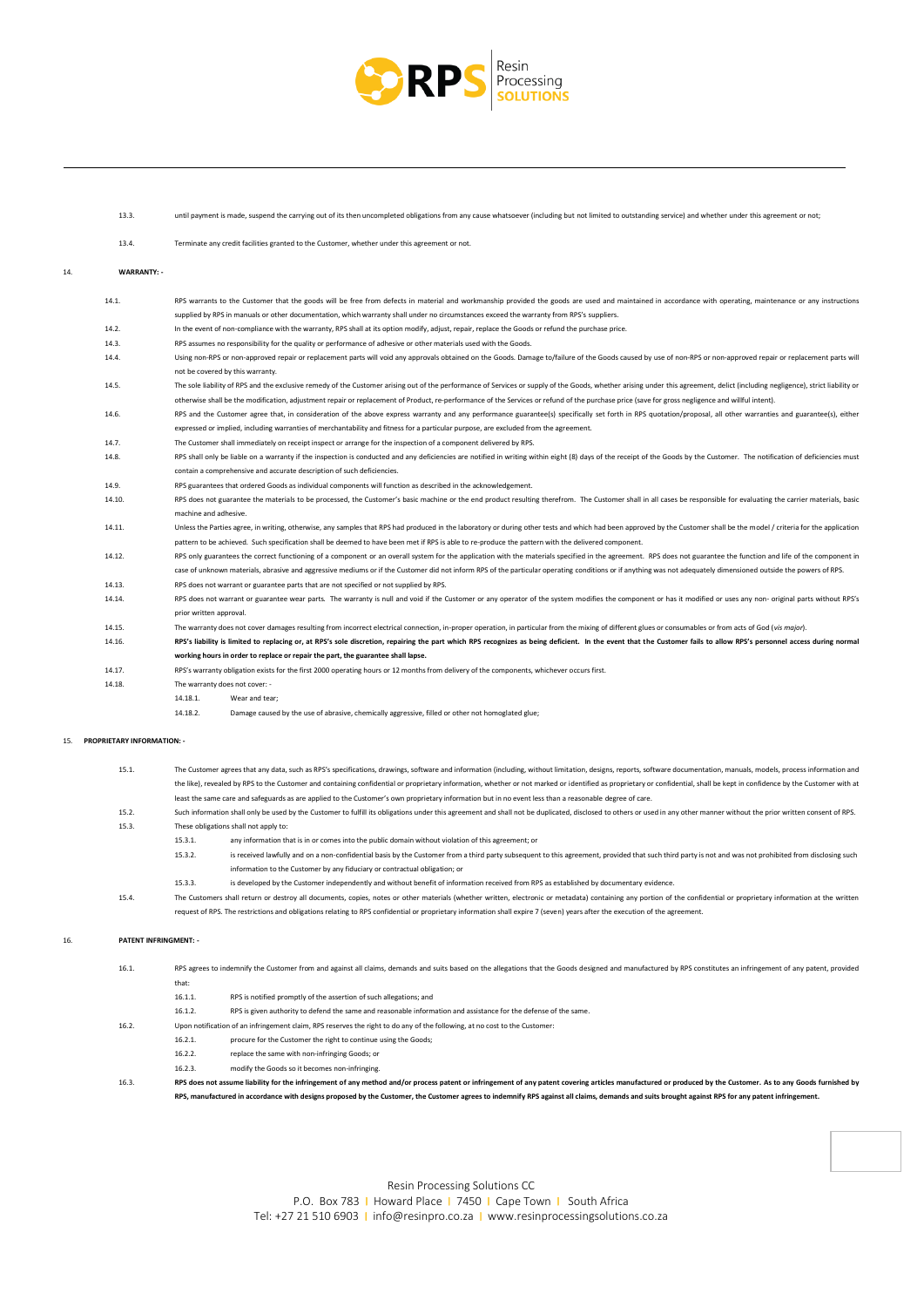13.3. until payment is made, suspend the carrying out of its then uncompleted obligations from any cause whatsoever (including but not limited to outstanding service) and whether under this agreement or not;

13.4. Terminate any credit facilities granted to the Customer, whether under this agreement or not.

## 14. WARRANTY: -

14.1. RPS warrants to the Customer that the goods will be free from defects in material and workmanship provided the goods are used and maintained in accordance with operating, maintenance or any instructions supplied by RPS in manuals or other documentation, which warranty shall under no circumstances exceed the warranty from RPS's suppliers.

14.2. In the event of non-compliance with the warranty, RPS shall at its option modify, adjust, repair, replace the Goods or refund the purchase price.

14.3. RPS assumes no responsibility for the quality or performance of adhesive or other materials used with the Goods.

14.4. Using non-RPS or non-approved repair or replacement parts will void any approvals obtained on the Goods. Damage to/failure of the Goods caused by use of non-RPS or non-approved repair or replacement parts will not be covered by this warranty.

14.5. The sole liability of RPS and the exclusive remedy of the Customer arising out of the performance of Services or supply of the Goods, whether arising under this agreement, delict (including negligence), strict liability or otherwise shall be the modification, adjustment repair or replacement of Product, re-performance of the Services or refund of the purchase price (save for gross negligence and willful intent).

14.6. RPS and the Customer agree that, in consideration of the above express warranty and any performance guarantee(s) specifically set forth in RPS quotation/proposal, all other warranties and guarantee(s), either expressed or implied, including warranties of merchantability and fitness for a particular purpose, are excluded from the agreement.

14.7. The Customer shall immediately on receipt inspect or arrange for the inspection of a component delivered by RPS.

14.8. RPS shall only be liable on a warranty if the inspection is conducted and any deficiencies are notified in writing within eight (8) days of the receipt of the Goods by the Customer. The notification of deficiencies must contain a comprehensive and accurate description of such deficiencies.

14.9. RPS guarantees that ordered Goods as individual components will function as described in the acknowledgement.

14.10. RPS does not guarantee the materials to be processed, the Customer's basic machine or the end product resulting therefrom. The Customer shall in all cases be responsible for evaluating the carrier materials, basic machine and adhesive.

14.11. Unless the Parties agree, in writing, otherwise, any samples that RPS had produced in the laboratory or during other tests and which had been approved by the Customer shall be the model / criteria for the application pattern to be achieved. Such specification shall be deemed to have been met if RPS is able to re-produce the pattern with the delivered component.

14.12. RPS only guarantees the correct functioning of a component or an overall system for the application with the materials specified in the agreement. RPS does not guarantee the function and life of the component in case of unknown materials, abrasive and aggressive mediums or if the Customer did not inform RPS of the particular operating conditions or if anything was not adequately dimensioned outside the powers of RPS.

14.13. RPS does not warrant or guarantee parts that are not specified or not supplied by RPS.

14.14. RPS does not warrant or guarantee wear parts. The warranty is null and void if the Customer or any operator of the system modifies the component or has it modified or uses any non- original parts without RPS's prior written approval.

14.15. The warranty does not cover damages resulting from incorrect electrical connection, in-proper operation, in particular from the mixing of different glues or consumables or from acts of God (*vis major*).

14.16. **RPS's liability is limited to replacing or, at RPS's sole discretion, repairing the part which RPS recognizes as being deficient. In the event that the Customer fails to allow RPS's personnel access during normal working hours in order to replace or repair the part, the guarantee shall lapse.**

14.17. RPS's warranty obligation exists for the first 2000 operating hours or 12 months from delivery of the components, whichever occurs first.

14.18. The warranty does not cover: -

14.18.1. Wear and tear;

14.18.2. Damage caused by the use of abrasive, chemically aggressive, filled or other not homoglated glue;

## 15. PROPRIETARY INFORMATION: -

15.1. The Customer agrees that any data, such as RPS's specifications, drawings, software and information (including, without limitation, designs, reports, software documentation, manuals, models, process information and the like), revealed by RPS to the Customer and containing confidential or proprietary information, whether or not marked or identified as proprietary or confidential, shall be kept in confidence by the Customer with at least the same care and safeguards as are applied to the Customer's own proprietary information but in no event less than a reasonable degree of care.

15.2. Such information shall only be used by the Customer to fulfill its obligations under this agreement and shall not be duplicated, disclosed to others or used in any other manner without the prior written consent of RPS.

15.3. These obligations shall not apply to:

15.3.1. any information that is in or comes into the public domain without violation of this agreement; or

15.3.2. is received lawfully and on a non-confidential basis by the Customer from a third party subsequent to this agreement, provided that such third party is not and was not prohibited from disclosing such information to the Customer by any fiduciary or contractual obligation; or

15.3.3. is developed by the Customer independently and without benefit of information received from RPS as established by documentary evidence.

15.4. The Customers shall return or destroy all documents, copies, notes or other materials (whether written, electronic or metadata) containing any portion of the confidential or proprietary information at the written request of RPS. The restrictions and obligations relating to RPS confidential or proprietary information shall expire 7 (seven) years after the execution of the agreement.

## 16. PATENT INFRINGMENT: -

16.1. RPS agrees to indemnify the Customer from and against all claims, demands and suits based on the allegations that the Goods designed and manufactured by RPS constitutes an infringement of any patent, provided that:

16.1.1. RPS is notified promptly of the assertion of such allegations; and

16.1.2. RPS is given authority to defend the same and reasonable information and assistance for the defense of the same.

16.2. Upon notification of an infringement claim, RPS reserves the right to do any of the following, at no cost to the Customer:

16.2.1. procure for the Customer the right to continue using the Goods;

16.2.2. replace the same with non-infringing Goods; or

16.2.3. modify the Goods so it becomes non-infringing.

16.3. **RPS does not assume liability for the infringement of any method and/or process patent or infringement of any patent covering articles manufactured or produced by the Customer. As to any Goods furnished by RPS, manufactured in accordance with designs proposed by the Customer, the Customer agrees to indemnify RPS against all claims, demands and suits brought against RPS for any patent infringement.**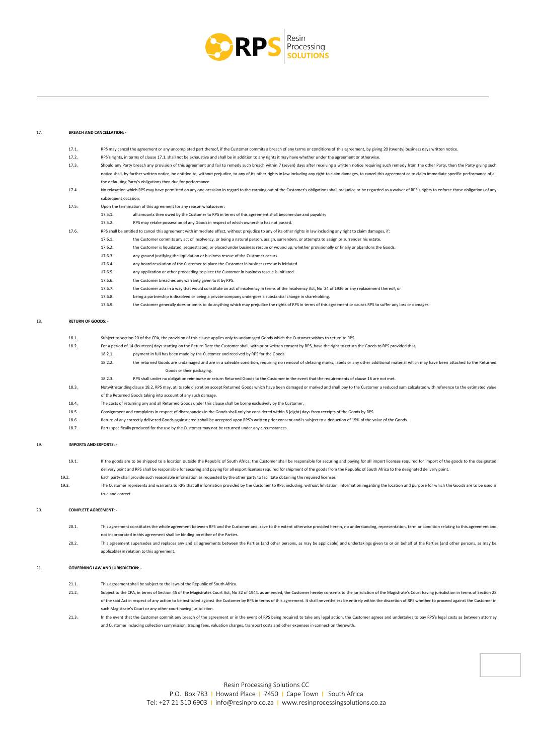## 17. BREACH AND CANCELLATION: -

17.1. RPS may cancel the agreement or any uncompleted part thereof, if the Customer commits a breach of any terms or conditions of this agreement, by giving 20 (twenty) business days written notice.

17.2. RPS's rights, in terms of clause 17.1, shall not be exhaustive and shall be in addition to any rights it may have whether under the agreement or otherwise.

17.3. Should any Party breach any provision of this agreement and fail to remedy such breach within 7 (seven) days after receiving a written notice requiring such remedy from the other Party, then the Party giving such notice shall, by further written notice, be entitled to, without prejudice, to any of its other rights in law including any right to claim damages, to cancel this agreement or to claim immediate specific performance of all the defaulting Party's obligations then due for performance.

17.4. No relaxation which RPS may have permitted on any one occasion in regard to the carrying out of the Customer's obligations shall prejudice or be regarded as a waiver of RPS's rights to enforce those obligations of any subsequent occasion.

17.5. Upon the termination of this agreement for any reason whatsoever:

17.5.1. all amounts then owed by the Customer to RPS in terms of this agreement shall become due and payable;

17.5.2. RPS may retake possession of any Goods in respect of which ownership has not passed.

17.6. RPS shall be entitled to cancel this agreement with immediate effect, without prejudice to any of its other rights in law including any right to claim damages, if:

17.6.1. the Customer commits any act of insolvency, or being a natural person, assign, surrenders, or attempts to assign or surrender his estate.

17.6.2. the Customer is liquidated, sequestrated, or placed under business rescue or wound up, whether provisionally or finally or abandons the Goods.

17.6.3. any ground justifying the liquidation or business rescue of the Customer occurs.

17.6.4. any board resolution of the Customer to place the Customer in business rescue is initiated.

17.6.5. any application or other proceeding to place the Customer in business rescue is initiated.

17.6.6. the Customer breaches any warranty given to it by RPS.

17.6.7. the Customer acts in a way that would constitute an act of insolvency in terms of the Insolvency Act, No 24 of 1936 or any replacement thereof, or

17.6.8. being a partnership is dissolved or being a private company undergoes a substantial change in shareholding.

17.6.9. the Customer generally does or omits to do anything which may prejudice the rights of RPS in terms of this agreement or causes RPS to suffer any loss or damages.

## 18. RETURN OF GOODS: -

18.1. Subject to section 20 of the CPA, the provision of this clause applies only to undamaged Goods which the Customer wishes to return to RPS.

18.2. For a period of 14 (fourteen) days starting on the Return Date the Customer shall, with prior written consent by RPS, have the right to return the Goods to RPS provided that.

18.2.1. payment in full has been made by the Customer and received by RPS for the Goods.

18.2.2. the returned Goods are undamaged and are in a saleable condition, requiring no removal of defacing marks, labels or any other additional material which may have been attached to the Returned Goods or their packaging.

18.2.3. RPS shall under no obligation reimburse or return Returned Goods to the Customer in the event that the requirements of clause 16 are not met.

18.3. Notwithstanding clause 18.2, RPS may, at its sole discretion accept Returned Goods which have been damaged or marked and shall pay to the Customer a reduced sum calculated with reference to the estimated value of the Returned Goods taking into account of any such damage.

18.4. The costs of returning any and all Returned Goods under this clause shall be borne exclusively by the Customer.

18.5. Consignment and complaints in respect of discrepancies in the Goods shall only be considered within 8 (eight) days from receipts of the Goods by RPS.

18.6. Return of any correctly delivered Goods against credit shall be accepted upon RPS's written prior consent and is subject to a deduction of 15% of the value of the Goods.

18.7. Parts specifically produced for the use by the Customer may not be returned under any circumstances.

## 19. IMPORTS AND EXPORTS: -

19.1. If the goods are to be shipped to a location outside the Republic of South Africa, the Customer shall be responsible for securing and paying for all import licenses required for import of the goods to the designated delivery point and RPS shall be responsible for securing and paying for all export licenses required for shipment of the goods from the Republic of South Africa to the designated delivery point.

19.2. Each party shall provide such reasonable information as requested by the other party to facilitate obtaining the required licenses.

19.3. The Customer represents and warrants to RPS that all information provided by the Customer to RPS, including, without limitation, information regarding the location and purpose for which the Goods are to be used is true and correct.

## 20. COMPLETE AGREEMENT: -

20.1. This agreement constitutes the whole agreement between RPS and the Customer and, save to the extent otherwise provided herein, no understanding, representation, term or condition relating to this agreement and not incorporated in this agreement shall be binding on either of the Parties.

20.2. This agreement supersedes and replaces any and all agreements between the Parties (and other persons, as may be applicable) and undertakings given to or on behalf of the Parties (and other persons, as may be applicable) in relation to this agreement.

## 21. GOVERNING LAW AND JURISDICTION: -

21.1. This agreement shall be subject to the laws of the Republic of South Africa.

21.2. Subject to the CPA, in terms of Section 45 of the Magistrates Court Act, No 32 of 1944, as amended, the Customer hereby consents to the jurisdiction of the Magistrate's Court having jurisdiction in terms of Section 28 of the said Act in respect of any action to be instituted against the Customer by RPS in terms of this agreement. It shall nevertheless be entirely within the discretion of RPS whether to proceed against the Customer in such Magistrate's Court or any other court having jurisdiction.

21.3. In the event that the Customer commit any breach of the agreement or in the event of RPS being required to take any legal action, the Customer agrees and undertakes to pay RPS's legal costs as between attorney and Customer including collection commission, tracing fees, valuation charges, transport costs and other expenses in connection therewith.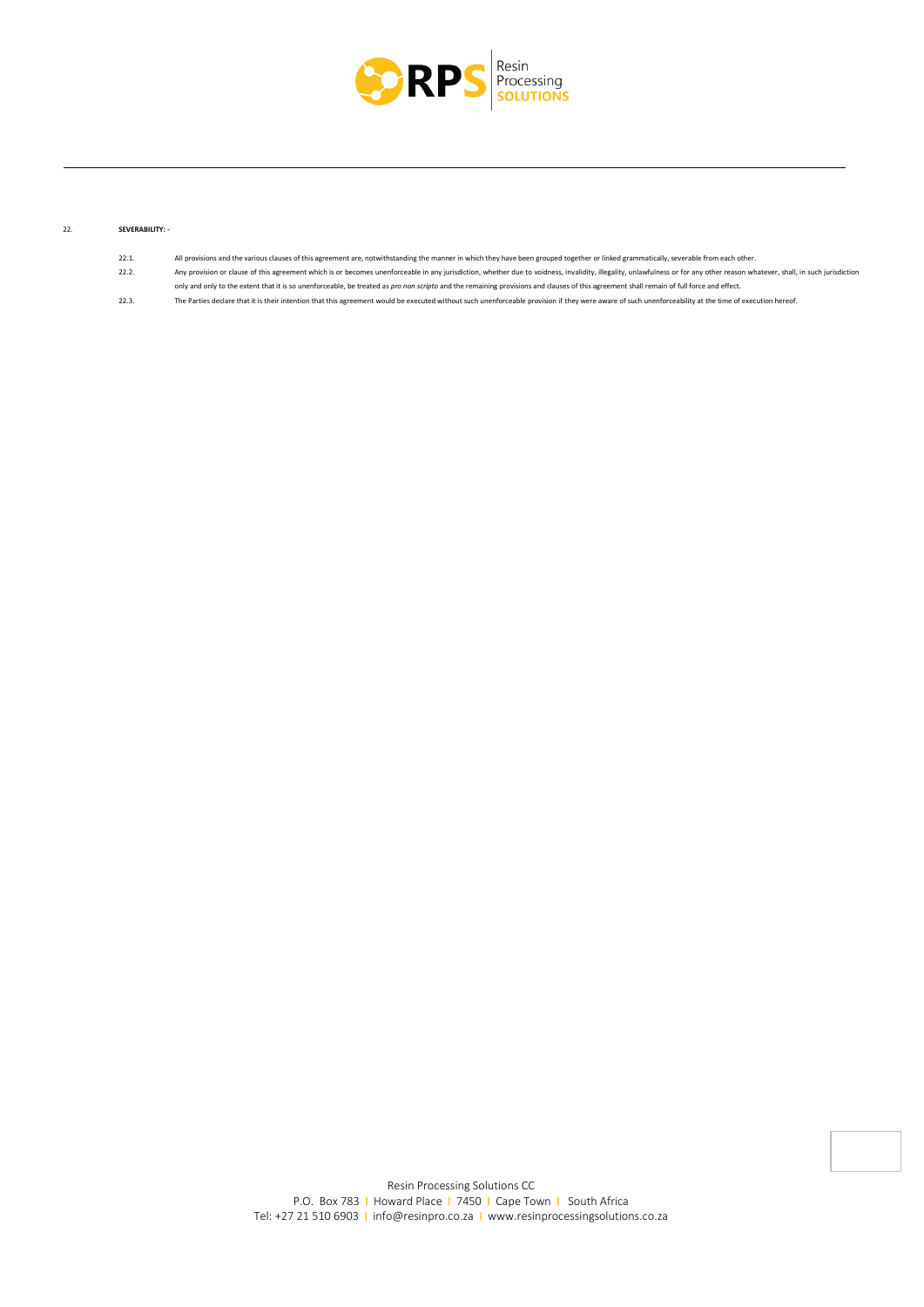22. **SEVERABILITY: -**

22.1. All provisions and the various clauses of this agreement are, notwithstanding the manner in which they have been grouped together or linked grammatically, severable from each other.

22.2. Any provision or clause of this agreement which is or becomes unenforceable in any jurisdiction, whether due to voidness, invalidity, illegality, unlawfulness or for any other reason whatever, shall, in such jurisdiction only and only to the extent that it is so unenforceable, be treated as *pro non scripto* and the remaining provisions and clauses of this agreement shall remain of full force and effect.

22.3. The Parties declare that it is their intention that this agreement would be executed without such unenforceable provision if they were aware of such unenforceability at the time of execution hereof.